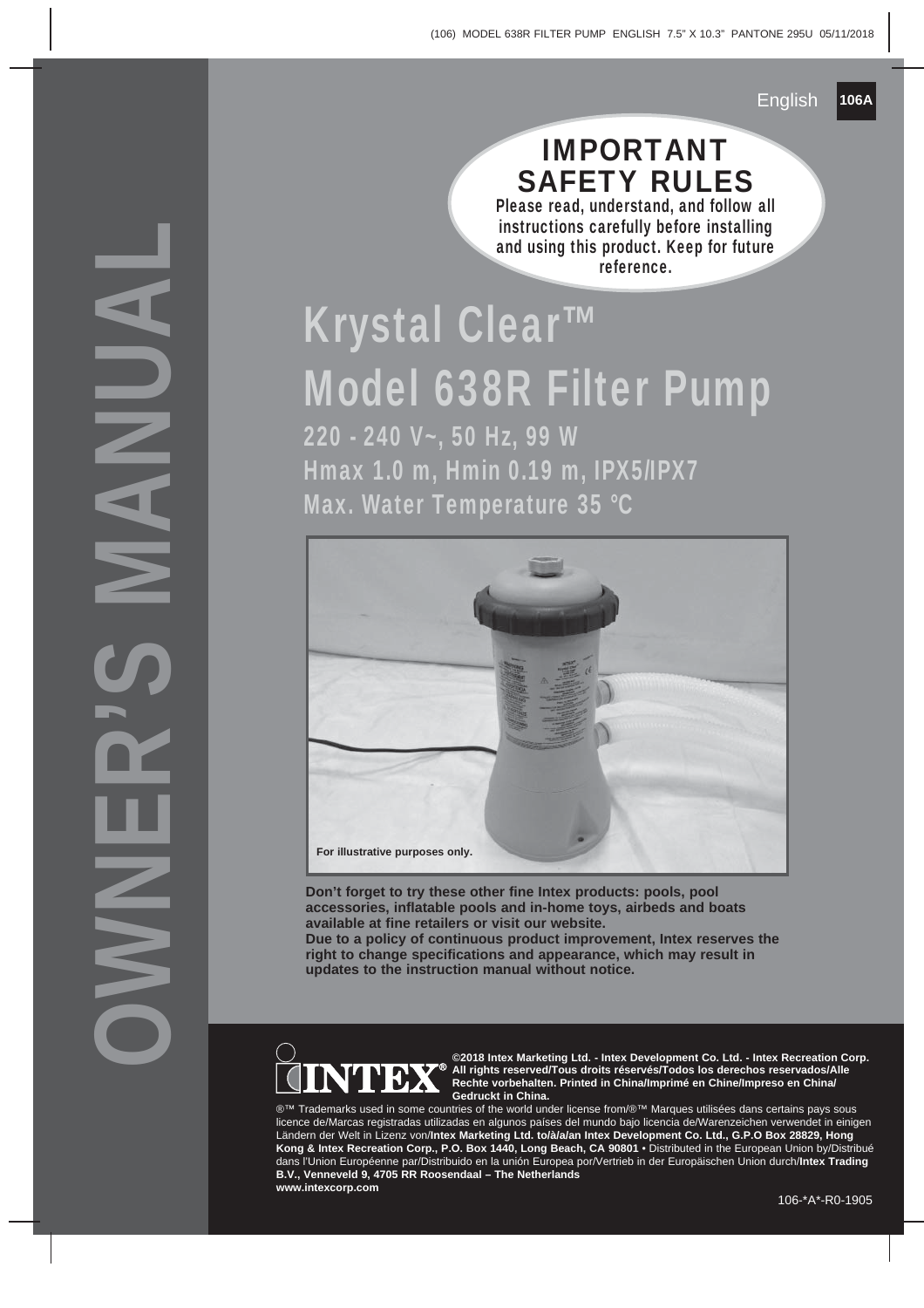# OWNER'S MANUAL

English 106A

## IMPORTANT SAFETY RULES

**Please read, understand, and follow all instructions carefully before installing and using this product. Keep for future reference.**

# Krystal Clear™ Model 638R Filter Pump

## 220 - 240 V~, 50 Hz, 99 W
## Hmax 1.0 m, Hmin 0.19 m, IPX5/IPX7
## Max. Water Temperature 35 °C

For illustrative purposes only.

**Don't forget to try these other fine Intex products: pools, pool accessories, inflatable pools and in-home toys, airbeds and boats available at fine retailers or visit our website.**
**Due to a policy of continuous product improvement, Intex reserves the right to change specifications and appearance, which may result in updates to the instruction manual without notice.**

INTEX®

**©2018 Intex Marketing Ltd. - Intex Development Co. Ltd. - Intex Recreation Corp. All rights reserved/Tous droits réservés/Todos los derechos reservados/Alle Rechte vorbehalten. Printed in China/Imprimé en Chine/Impreso en China/ Gedruckt in China.**

®™ Trademarks used in some countries of the world under license from/®™ Marques utilisées dans certains pays sous licence de/Marcas registradas utilizadas en algunos países del mundo bajo licencia de/Warenzeichen verwendet in einigen Ländern der Welt in Lizenz von/**Intex Marketing Ltd. to/à/a/an Intex Development Co. Ltd., G.P.O Box 28829, Hong Kong & Intex Recreation Corp., P.O. Box 1440, Long Beach, CA 90801** • Distributed in the European Union by/Distribué dans l'Union Européenne par/Distribuido en la unión Europea por/Vertrieb in der Europäischen Union durch/**Intex Trading B.V., Venneveld 9, 4705 RR Roosendaal – The Netherlands**
**www.intexcorp.com**

106-*A*-R0-1905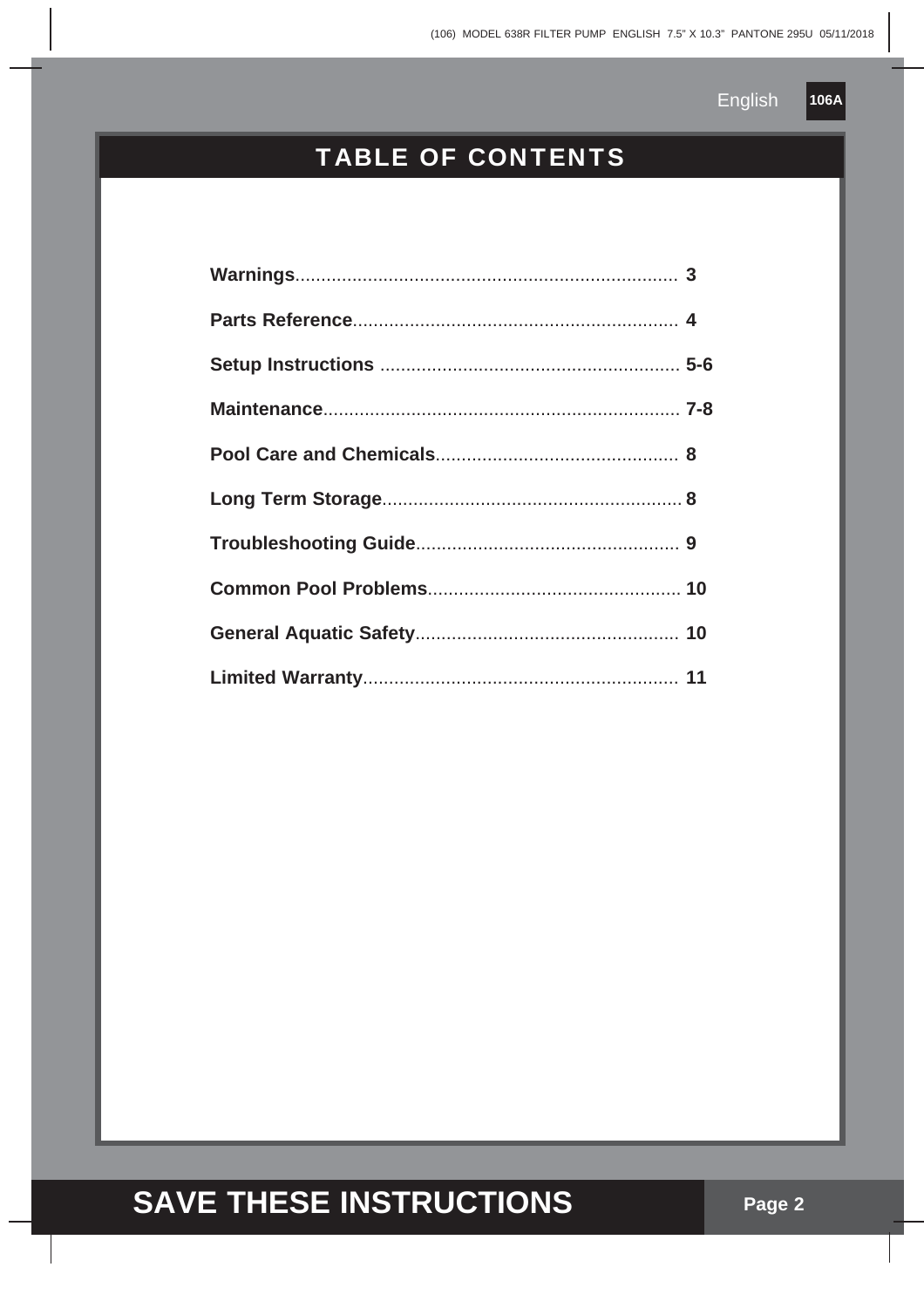# TABLE OF CONTENTS

| | |
|---|---|
| **Warnings** | **3** |
| **Parts Reference** | **4** |
| **Setup Instructions** | **5-6** |
| **Maintenance** | **7-8** |
| **Pool Care and Chemicals** | **8** |
| **Long Term Storage** | **8** |
| **Troubleshooting Guide** | **9** |
| **Common Pool Problems** | **10** |
| **General Aquatic Safety** | **10** |
| **Limited Warranty** | **11** |

**SAVE THESE INSTRUCTIONS**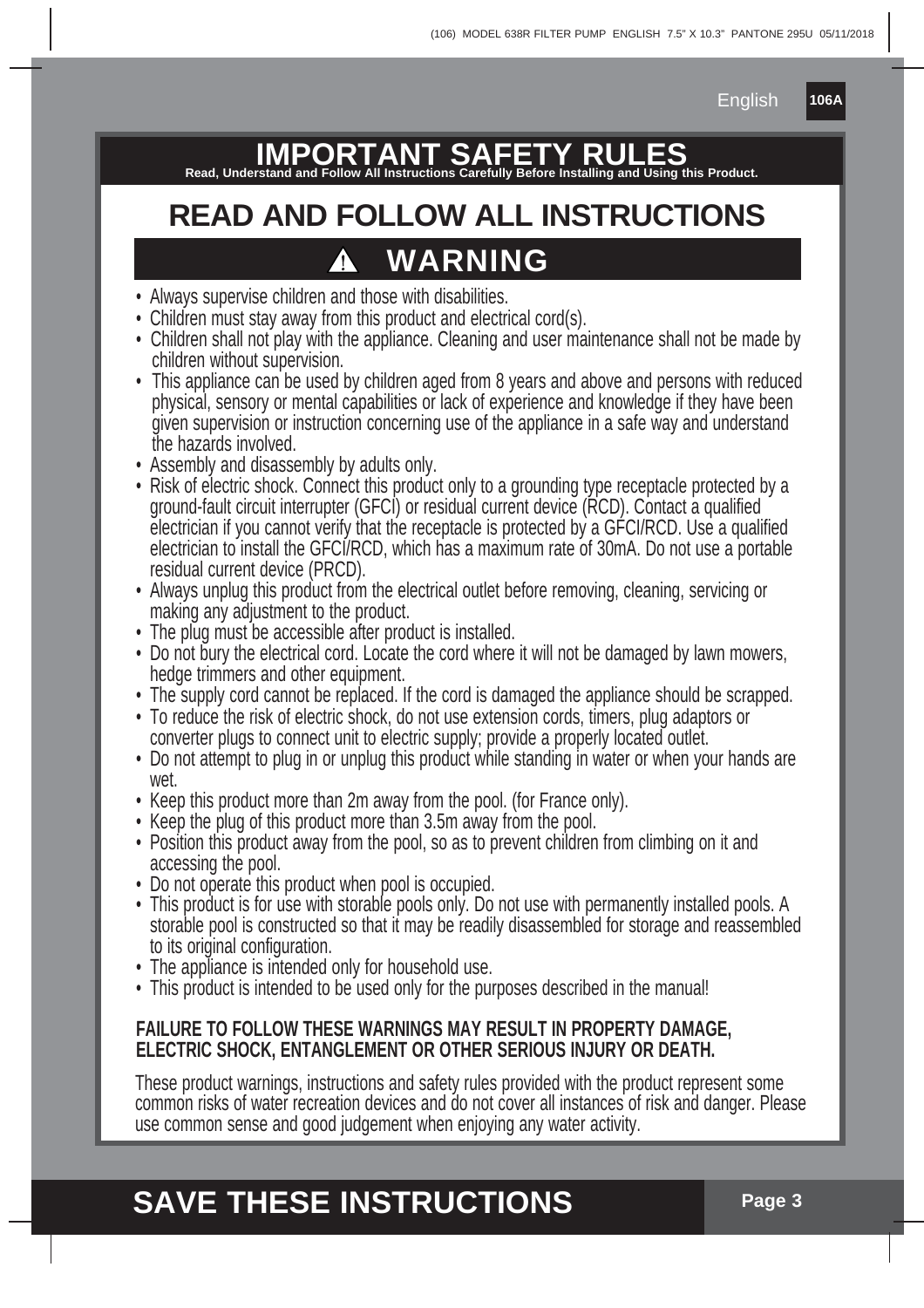# IMPORTANT SAFETY RULES

**Read, Understand and Follow All Instructions Carefully Before Installing and Using this Product.**

## READ AND FOLLOW ALL INSTRUCTIONS

## ⚠ WARNING

- Always supervise children and those with disabilities.
- Children must stay away from this product and electrical cord(s).
- Children shall not play with the appliance. Cleaning and user maintenance shall not be made by children without supervision.
- This appliance can be used by children aged from 8 years and above and persons with reduced physical, sensory or mental capabilities or lack of experience and knowledge if they have been given supervision or instruction concerning use of the appliance in a safe way and understand the hazards involved.
- Assembly and disassembly by adults only.
- Risk of electric shock. Connect this product only to a grounding type receptacle protected by a ground-fault circuit interrupter (GFCI) or residual current device (RCD). Contact a qualified electrician if you cannot verify that the receptacle is protected by a GFCI/RCD. Use a qualified electrician to install the GFCI/RCD, which has a maximum rate of 30mA. Do not use a portable residual current device (PRCD).
- Always unplug this product from the electrical outlet before removing, cleaning, servicing or making any adjustment to the product.
- The plug must be accessible after product is installed.
- Do not bury the electrical cord. Locate the cord where it will not be damaged by lawn mowers, hedge trimmers and other equipment.
- The supply cord cannot be replaced. If the cord is damaged the appliance should be scrapped.
- To reduce the risk of electric shock, do not use extension cords, timers, plug adaptors or converter plugs to connect unit to electric supply; provide a properly located outlet.
- Do not attempt to plug in or unplug this product while standing in water or when your hands are wet.
- Keep this product more than 2m away from the pool. (for France only).
- Keep the plug of this product more than 3.5m away from the pool.
- Position this product away from the pool, so as to prevent children from climbing on it and accessing the pool.
- Do not operate this product when pool is occupied.
- This product is for use with storable pools only. Do not use with permanently installed pools. A storable pool is constructed so that it may be readily disassembled for storage and reassembled to its original configuration.
- The appliance is intended only for household use.
- This product is intended to be used only for the purposes described in the manual!

**FAILURE TO FOLLOW THESE WARNINGS MAY RESULT IN PROPERTY DAMAGE, ELECTRIC SHOCK, ENTANGLEMENT OR OTHER SERIOUS INJURY OR DEATH.**

These product warnings, instructions and safety rules provided with the product represent some common risks of water recreation devices and do not cover all instances of risk and danger. Please use common sense and good judgement when enjoying any water activity.

# SAVE THESE INSTRUCTIONS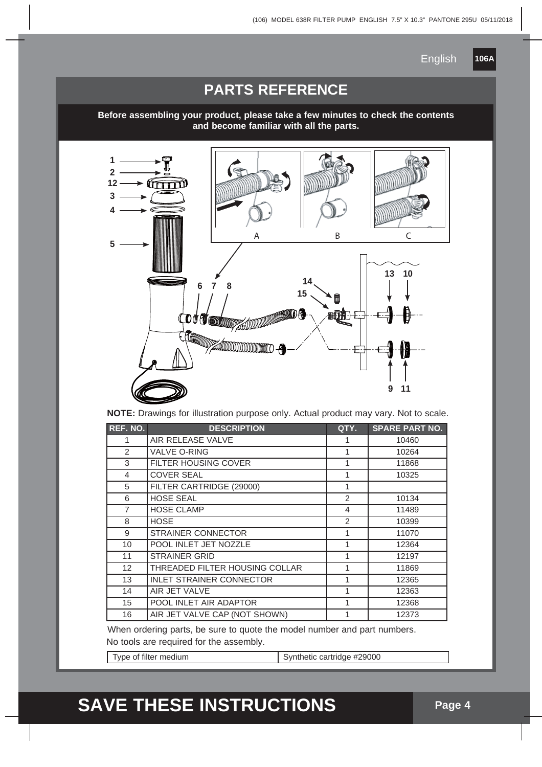## PARTS REFERENCE

**Before assembling your product, please take a few minutes to check the contents and become familiar with all the parts.**

**NOTE:** Drawings for illustration purpose only. Actual product may vary. Not to scale.

| REF. NO. | DESCRIPTION | QTY. | SPARE PART NO. |
|---|---|---|---|
| 1 | AIR RELEASE VALVE | 1 | 10460 |
| 2 | VALVE O-RING | 1 | 10264 |
| 3 | FILTER HOUSING COVER | 1 | 11868 |
| 4 | COVER SEAL | 1 | 10325 |
| 5 | FILTER CARTRIDGE (29000) | 1 | |
| 6 | HOSE SEAL | 2 | 10134 |
| 7 | HOSE CLAMP | 4 | 11489 |
| 8 | HOSE | 2 | 10399 |
| 9 | STRAINER CONNECTOR | 1 | 11070 |
| 10 | POOL INLET JET NOZZLE | 1 | 12364 |
| 11 | STRAINER GRID | 1 | 12197 |
| 12 | THREADED FILTER HOUSING COLLAR | 1 | 11869 |
| 13 | INLET STRAINER CONNECTOR | 1 | 12365 |
| 14 | AIR JET VALVE | 1 | 12363 |
| 15 | POOL INLET AIR ADAPTOR | 1 | 12368 |
| 16 | AIR JET VALVE CAP (NOT SHOWN) | 1 | 12373 |

When ordering parts, be sure to quote the model number and part numbers.
No tools are required for the assembly.

| Type of filter medium | Synthetic cartridge #29000 |
|---|---|

**SAVE THESE INSTRUCTIONS**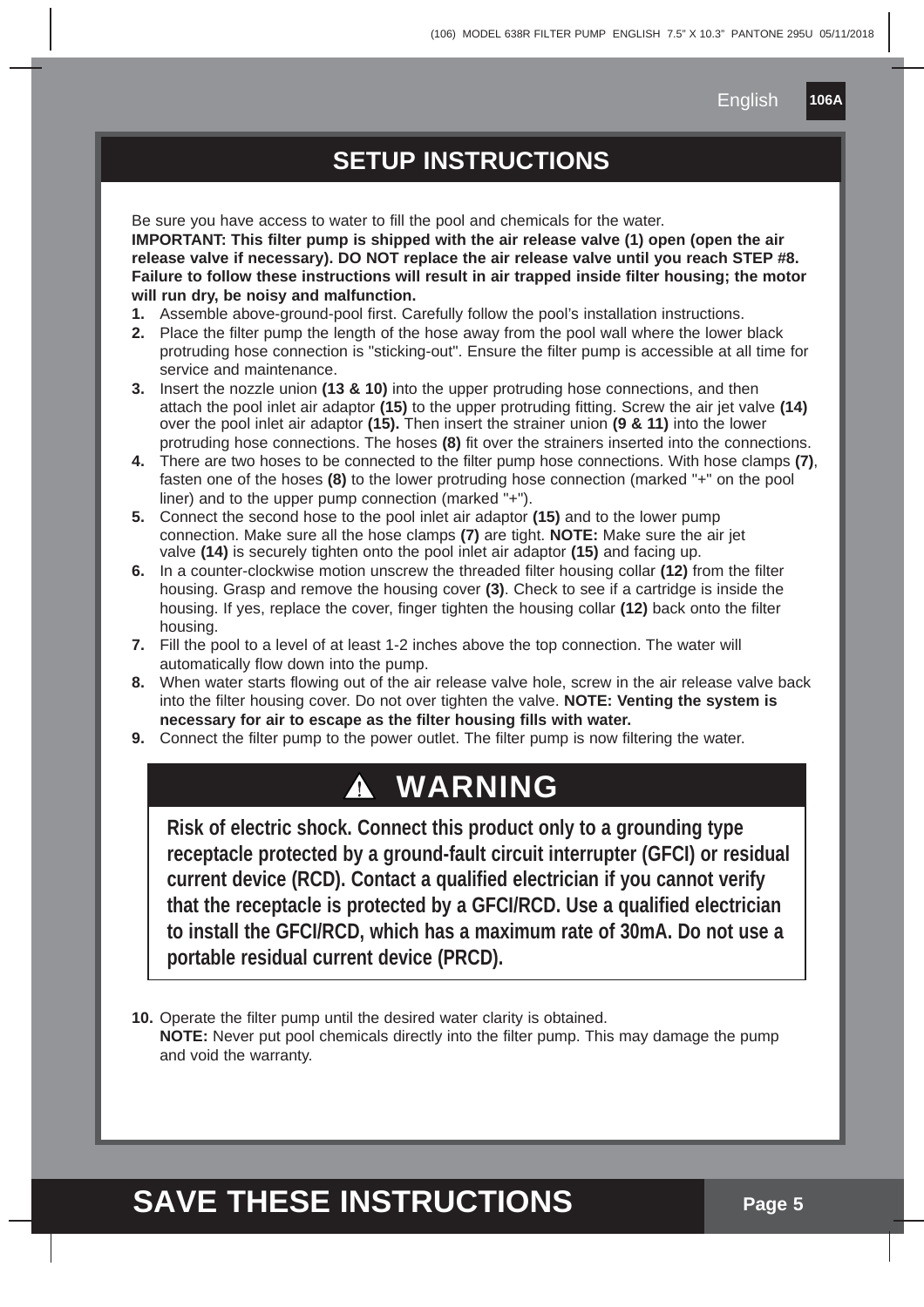## SETUP INSTRUCTIONS

Be sure you have access to water to fill the pool and chemicals for the water.

**IMPORTANT: This filter pump is shipped with the air release valve (1) open (open the air release valve if necessary). DO NOT replace the air release valve until you reach STEP #8. Failure to follow these instructions will result in air trapped inside filter housing; the motor will run dry, be noisy and malfunction.**

1. Assemble above-ground-pool first. Carefully follow the pool's installation instructions.
2. Place the filter pump the length of the hose away from the pool wall where the lower black protruding hose connection is "sticking-out". Ensure the filter pump is accessible at all time for service and maintenance.
3. Insert the nozzle union **(13 & 10)** into the upper protruding hose connections, and then attach the pool inlet air adaptor **(15)** to the upper protruding fitting. Screw the air jet valve **(14)** over the pool inlet air adaptor **(15).** Then insert the strainer union **(9 & 11)** into the lower protruding hose connections. The hoses **(8)** fit over the strainers inserted into the connections.
4. There are two hoses to be connected to the filter pump hose connections. With hose clamps **(7)**, fasten one of the hoses **(8)** to the lower protruding hose connection (marked "+" on the pool liner) and to the upper pump connection (marked "+").
5. Connect the second hose to the pool inlet air adaptor **(15)** and to the lower pump connection. Make sure all the hose clamps **(7)** are tight. **NOTE:** Make sure the air jet valve **(14)** is securely tighten onto the pool inlet air adaptor **(15)** and facing up.
6. In a counter-clockwise motion unscrew the threaded filter housing collar **(12)** from the filter housing. Grasp and remove the housing cover **(3)**. Check to see if a cartridge is inside the housing. If yes, replace the cover, finger tighten the housing collar **(12)** back onto the filter housing.
7. Fill the pool to a level of at least 1-2 inches above the top connection. The water will automatically flow down into the pump.
8. When water starts flowing out of the air release valve hole, screw in the air release valve back into the filter housing cover. Do not over tighten the valve. **NOTE: Venting the system is necessary for air to escape as the filter housing fills with water.**
9. Connect the filter pump to the power outlet. The filter pump is now filtering the water.

### ⚠ WARNING

**Risk of electric shock. Connect this product only to a grounding type receptacle protected by a ground-fault circuit interrupter (GFCI) or residual current device (RCD). Contact a qualified electrician if you cannot verify that the receptacle is protected by a GFCI/RCD. Use a qualified electrician to install the GFCI/RCD, which has a maximum rate of 30mA. Do not use a portable residual current device (PRCD).**

10. Operate the filter pump until the desired water clarity is obtained.
    **NOTE:** Never put pool chemicals directly into the filter pump. This may damage the pump and void the warranty.

## SAVE THESE INSTRUCTIONS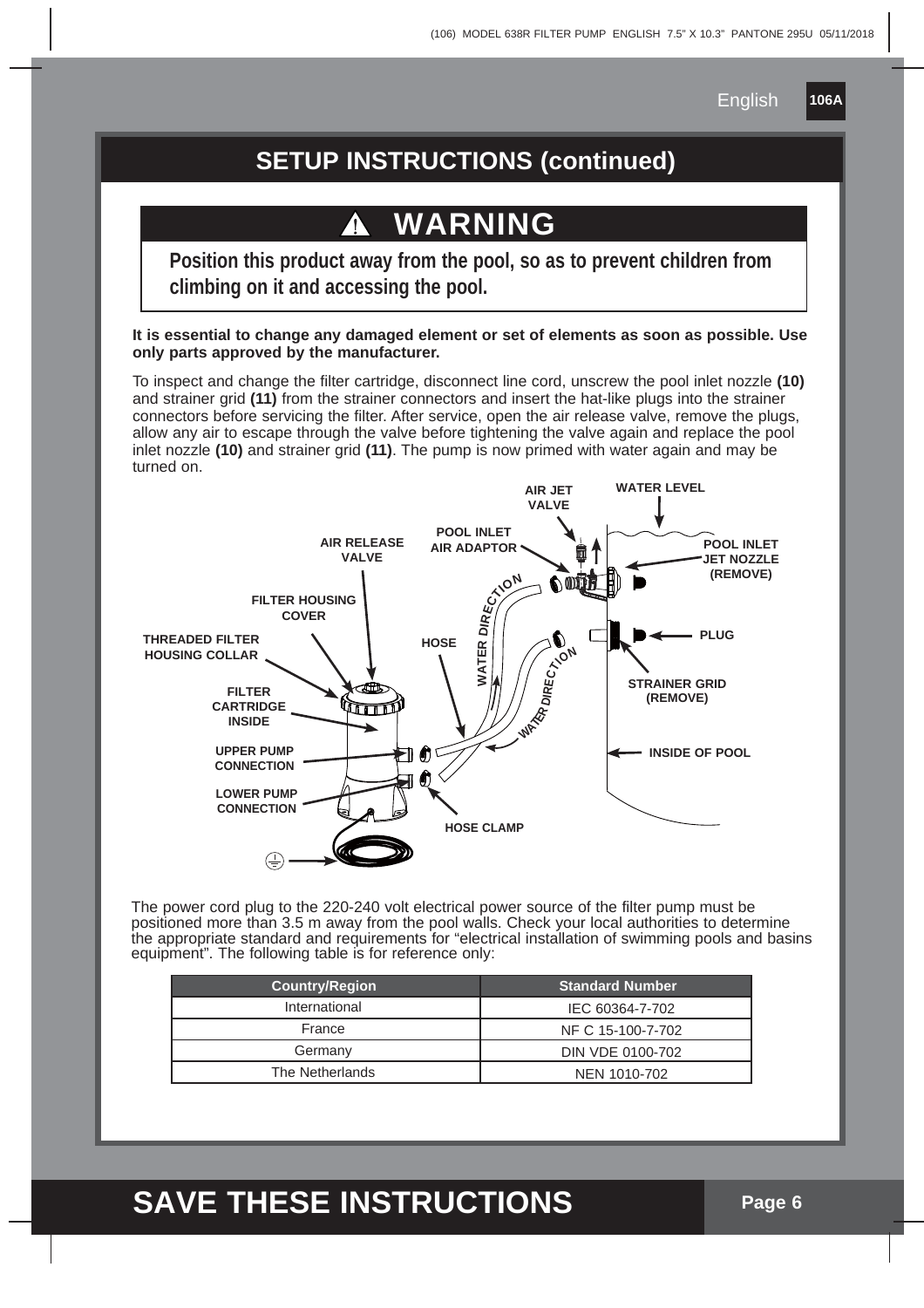## SETUP INSTRUCTIONS (continued)

### ⚠ WARNING

**Position this product away from the pool, so as to prevent children from climbing on it and accessing the pool.**

**It is essential to change any damaged element or set of elements as soon as possible. Use only parts approved by the manufacturer.**

To inspect and change the filter cartridge, disconnect line cord, unscrew the pool inlet nozzle **(10)** and strainer grid **(11)** from the strainer connectors and insert the hat-like plugs into the strainer connectors before servicing the filter. After service, open the air release valve, remove the plugs, allow any air to escape through the valve before tightening the valve again and replace the pool inlet nozzle **(10)** and strainer grid **(11)**. The pump is now primed with water again and may be turned on.

AIR JET VALVE
WATER LEVEL
POOL INLET AIR ADAPTOR
AIR RELEASE VALVE
POOL INLET JET NOZZLE (REMOVE)
FILTER HOUSING COVER
WATER DIRECTION
THREADED FILTER HOUSING COLLAR
HOSE
PLUG
FILTER CARTRIDGE INSIDE
STRAINER GRID (REMOVE)
UPPER PUMP CONNECTION
INSIDE OF POOL
LOWER PUMP CONNECTION
HOSE CLAMP

The power cord plug to the 220-240 volt electrical power source of the filter pump must be positioned more than 3.5 m away from the pool walls. Check your local authorities to determine the appropriate standard and requirements for "electrical installation of swimming pools and basins equipment". The following table is for reference only:

| Country/Region | Standard Number |
|---|---|
| International | IEC 60364-7-702 |
| France | NF C 15-100-7-702 |
| Germany | DIN VDE 0100-702 |
| The Netherlands | NEN 1010-702 |

## SAVE THESE INSTRUCTIONS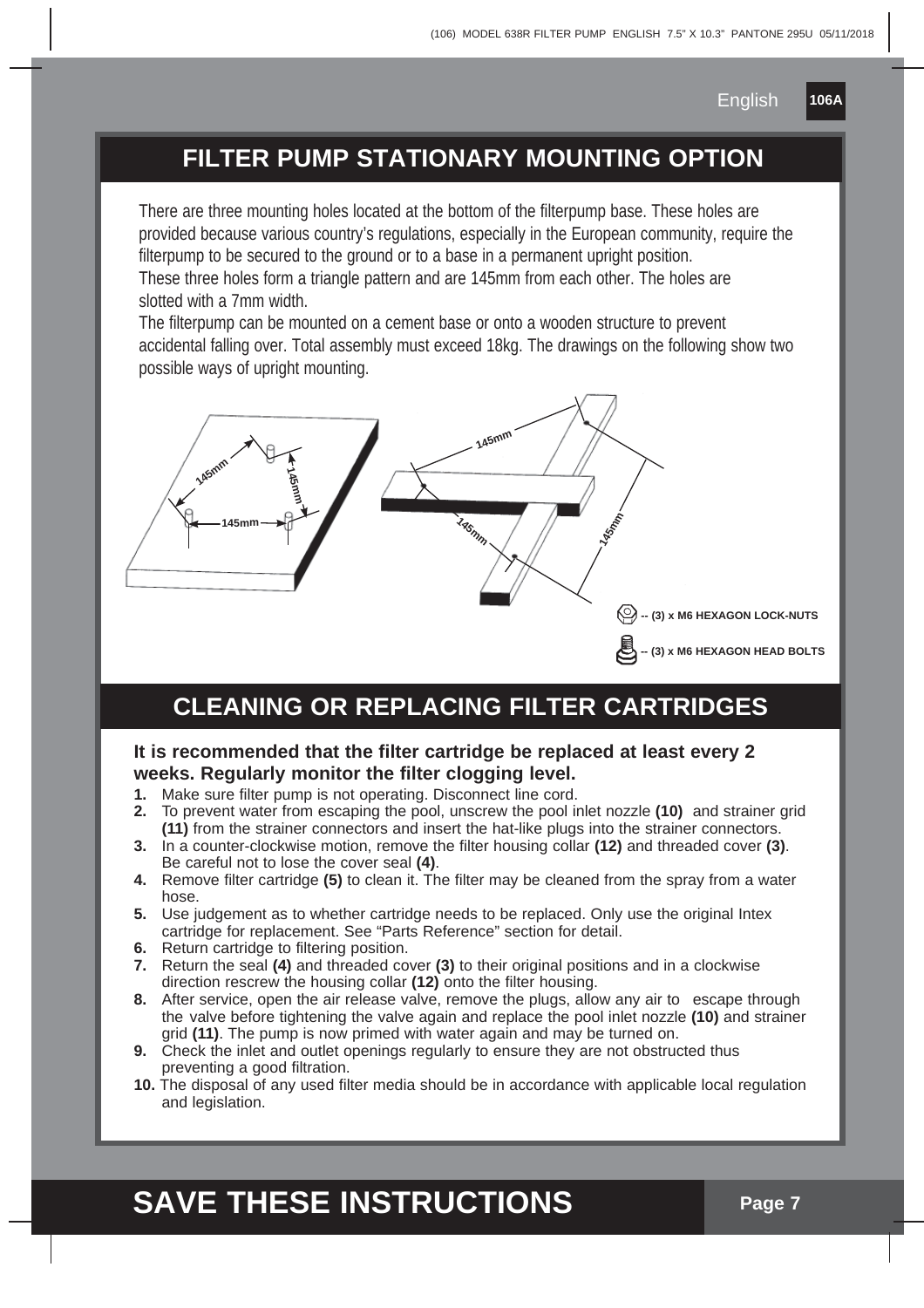## FILTER PUMP STATIONARY MOUNTING OPTION

There are three mounting holes located at the bottom of the filterpump base. These holes are provided because various country's regulations, especially in the European community, require the filterpump to be secured to the ground or to a base in a permanent upright position.
These three holes form a triangle pattern and are 145mm from each other. The holes are slotted with a 7mm width.
The filterpump can be mounted on a cement base or onto a wooden structure to prevent accidental falling over. Total assembly must exceed 18kg. The drawings on the following show two possible ways of upright mounting.

-- (3) x M6 HEXAGON LOCK-NUTS

-- (3) x M6 HEXAGON HEAD BOLTS

## CLEANING OR REPLACING FILTER CARTRIDGES

**It is recommended that the filter cartridge be replaced at least every 2 weeks. Regularly monitor the filter clogging level.**

1. Make sure filter pump is not operating. Disconnect line cord.
2. To prevent water from escaping the pool, unscrew the pool inlet nozzle **(10)** and strainer grid **(11)** from the strainer connectors and insert the hat-like plugs into the strainer connectors.
3. In a counter-clockwise motion, remove the filter housing collar **(12)** and threaded cover **(3)**. Be careful not to lose the cover seal **(4)**.
4. Remove filter cartridge **(5)** to clean it. The filter may be cleaned from the spray from a water hose.
5. Use judgement as to whether cartridge needs to be replaced. Only use the original Intex cartridge for replacement. See "Parts Reference" section for detail.
6. Return cartridge to filtering position.
7. Return the seal **(4)** and threaded cover **(3)** to their original positions and in a clockwise direction rescrew the housing collar **(12)** onto the filter housing.
8. After service, open the air release valve, remove the plugs, allow any air to escape through the valve before tightening the valve again and replace the pool inlet nozzle **(10)** and strainer grid **(11)**. The pump is now primed with water again and may be turned on.
9. Check the inlet and outlet openings regularly to ensure they are not obstructed thus preventing a good filtration.
10. The disposal of any used filter media should be in accordance with applicable local regulation and legislation.

# SAVE THESE INSTRUCTIONS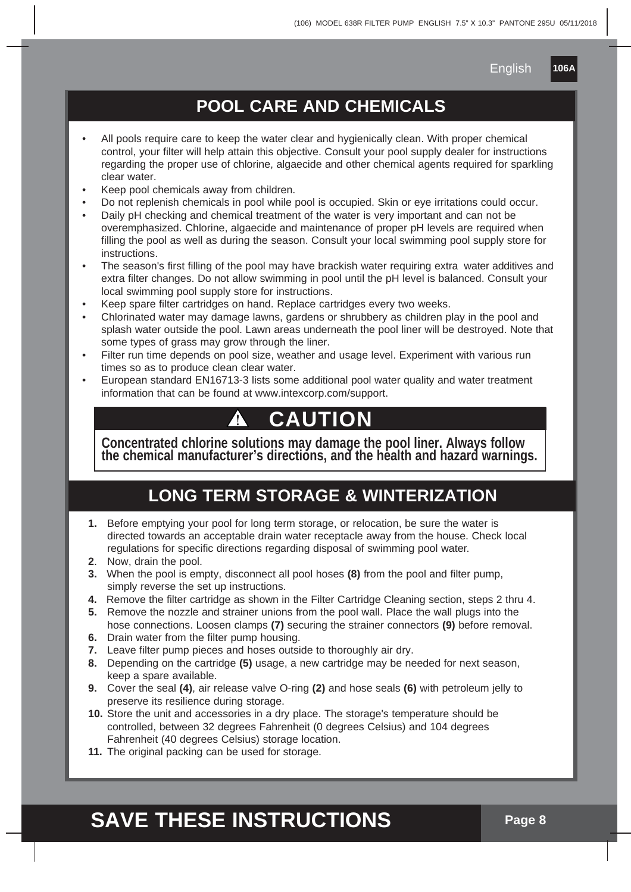## POOL CARE AND CHEMICALS

- All pools require care to keep the water clear and hygienically clean. With proper chemical control, your filter will help attain this objective. Consult your pool supply dealer for instructions regarding the proper use of chlorine, algaecide and other chemical agents required for sparkling clear water.
- Keep pool chemicals away from children.
- Do not replenish chemicals in pool while pool is occupied. Skin or eye irritations could occur.
- Daily pH checking and chemical treatment of the water is very important and can not be overemphasized. Chlorine, algaecide and maintenance of proper pH levels are required when filling the pool as well as during the season. Consult your local swimming pool supply store for instructions.
- The season's first filling of the pool may have brackish water requiring extra water additives and extra filter changes. Do not allow swimming in pool until the pH level is balanced. Consult your local swimming pool supply store for instructions.
- Keep spare filter cartridges on hand. Replace cartridges every two weeks.
- Chlorinated water may damage lawns, gardens or shrubbery as children play in the pool and splash water outside the pool. Lawn areas underneath the pool liner will be destroyed. Note that some types of grass may grow through the liner.
- Filter run time depends on pool size, weather and usage level. Experiment with various run times so as to produce clean clear water.
- European standard EN16713-3 lists some additional pool water quality and water treatment information that can be found at www.intexcorp.com/support.

### ⚠ CAUTION

**Concentrated chlorine solutions may damage the pool liner. Always follow the chemical manufacturer's directions, and the health and hazard warnings.**

## LONG TERM STORAGE & WINTERIZATION

1. Before emptying your pool for long term storage, or relocation, be sure the water is directed towards an acceptable drain water receptacle away from the house. Check local regulations for specific directions regarding disposal of swimming pool water.
2. Now, drain the pool.
3. When the pool is empty, disconnect all pool hoses **(8)** from the pool and filter pump, simply reverse the set up instructions.
4. Remove the filter cartridge as shown in the Filter Cartridge Cleaning section, steps 2 thru 4.
5. Remove the nozzle and strainer unions from the pool wall. Place the wall plugs into the hose connections. Loosen clamps **(7)** securing the strainer connectors **(9)** before removal.
6. Drain water from the filter pump housing.
7. Leave filter pump pieces and hoses outside to thoroughly air dry.
8. Depending on the cartridge **(5)** usage, a new cartridge may be needed for next season, keep a spare available.
9. Cover the seal **(4)**, air release valve O-ring **(2)** and hose seals **(6)** with petroleum jelly to preserve its resilience during storage.
10. Store the unit and accessories in a dry place. The storage's temperature should be controlled, between 32 degrees Fahrenheit (0 degrees Celsius) and 104 degrees Fahrenheit (40 degrees Celsius) storage location.
11. The original packing can be used for storage.

## SAVE THESE INSTRUCTIONS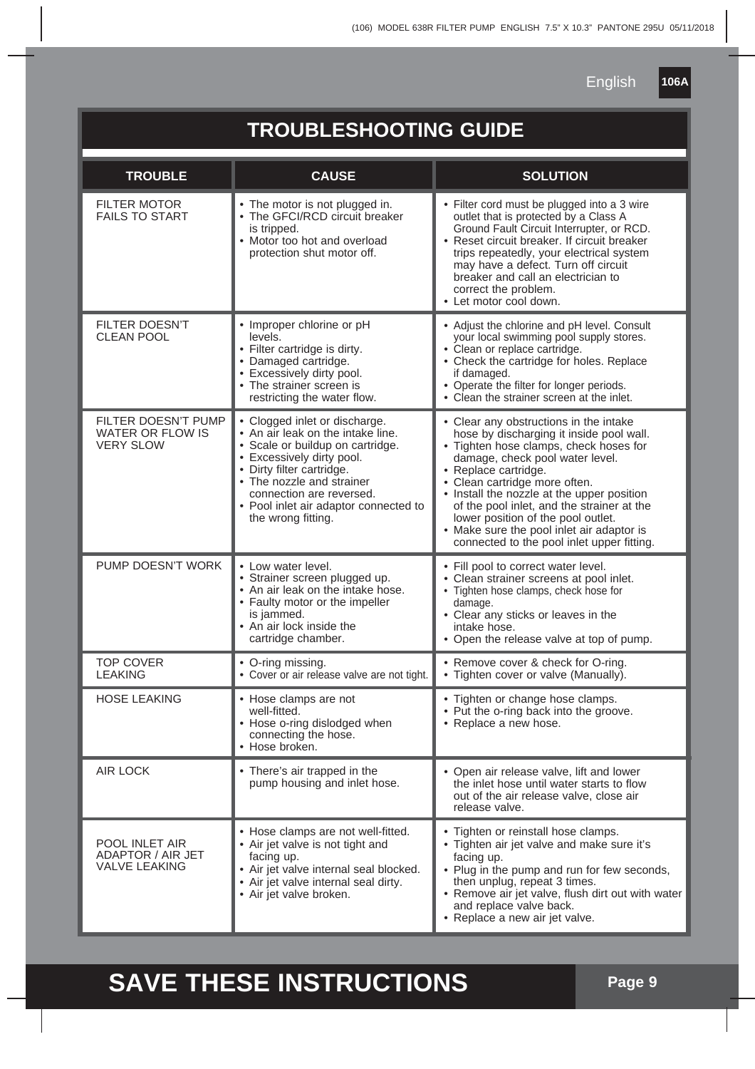# TROUBLESHOOTING GUIDE

| TROUBLE | CAUSE | SOLUTION |
|---|---|---|
| FILTER MOTOR FAILS TO START | • The motor is not plugged in.<br>• The GFCI/RCD circuit breaker is tripped.<br>• Motor too hot and overload protection shut motor off. | • Filter cord must be plugged into a 3 wire outlet that is protected by a Class A Ground Fault Circuit Interrupter, or RCD.<br>• Reset circuit breaker. If circuit breaker trips repeatedly, your electrical system may have a defect. Turn off circuit breaker and call an electrician to correct the problem.<br>• Let motor cool down. |
| FILTER DOESN'T CLEAN POOL | • Improper chlorine or pH levels.<br>• Filter cartridge is dirty.<br>• Damaged cartridge.<br>• Excessively dirty pool.<br>• The strainer screen is restricting the water flow. | • Adjust the chlorine and pH level. Consult your local swimming pool supply stores.<br>• Clean or replace cartridge.<br>• Check the cartridge for holes. Replace if damaged.<br>• Operate the filter for longer periods.<br>• Clean the strainer screen at the inlet. |
| FILTER DOESN'T PUMP WATER OR FLOW IS VERY SLOW | • Clogged inlet or discharge.<br>• An air leak on the intake line.<br>• Scale or buildup on cartridge.<br>• Excessively dirty pool.<br>• Dirty filter cartridge.<br>• The nozzle and strainer connection are reversed.<br>• Pool inlet air adaptor connected to the wrong fitting. | • Clear any obstructions in the intake hose by discharging it inside pool wall.<br>• Tighten hose clamps, check hoses for damage, check pool water level.<br>• Replace cartridge.<br>• Clean cartridge more often.<br>• Install the nozzle at the upper position of the pool inlet, and the strainer at the lower position of the pool outlet.<br>• Make sure the pool inlet air adaptor is connected to the pool inlet upper fitting. |
| PUMP DOESN'T WORK | • Low water level.<br>• Strainer screen plugged up.<br>• An air leak on the intake hose.<br>• Faulty motor or the impeller is jammed.<br>• An air lock inside the cartridge chamber. | • Fill pool to correct water level.<br>• Clean strainer screens at pool inlet.<br>• Tighten hose clamps, check hose for damage.<br>• Clear any sticks or leaves in the intake hose.<br>• Open the release valve at top of pump. |
| TOP COVER LEAKING | • O-ring missing.<br>• Cover or air release valve are not tight. | • Remove cover & check for O-ring.<br>• Tighten cover or valve (Manually). |
| HOSE LEAKING | • Hose clamps are not well-fitted.<br>• Hose o-ring dislodged when connecting the hose.<br>• Hose broken. | • Tighten or change hose clamps.<br>• Put the o-ring back into the groove.<br>• Replace a new hose. |
| AIR LOCK | • There's air trapped in the pump housing and inlet hose. | • Open air release valve, lift and lower the inlet hose until water starts to flow out of the air release valve, close air release valve. |
| POOL INLET AIR ADAPTOR / AIR JET VALVE LEAKING | • Hose clamps are not well-fitted.<br>• Air jet valve is not tight and facing up.<br>• Air jet valve internal seal blocked.<br>• Air jet valve internal seal dirty.<br>• Air jet valve broken. | • Tighten or reinstall hose clamps.<br>• Tighten air jet valve and make sure it's facing up.<br>• Plug in the pump and run for few seconds, then unplug, repeat 3 times.<br>• Remove air jet valve, flush dirt out with water and replace valve back.<br>• Replace a new air jet valve. |

**SAVE THESE INSTRUCTIONS**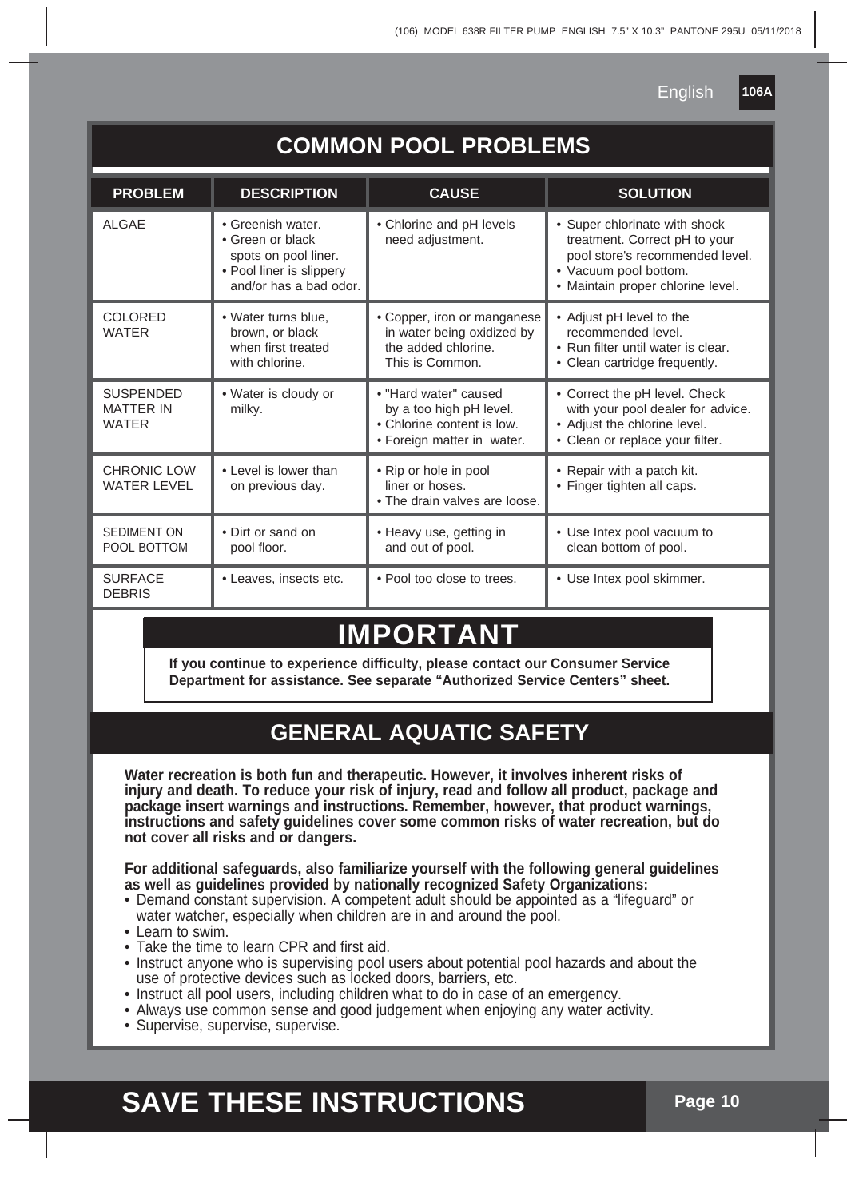# COMMON POOL PROBLEMS

| PROBLEM | DESCRIPTION | CAUSE | SOLUTION |
| --- | --- | --- | --- |
| ALGAE | • Greenish water.<br>• Green or black spots on pool liner.<br>• Pool liner is slippery and/or has a bad odor. | • Chlorine and pH levels need adjustment. | • Super chlorinate with shock treatment. Correct pH to your pool store's recommended level.<br>• Vacuum pool bottom.<br>• Maintain proper chlorine level. |
| COLORED WATER | • Water turns blue, brown, or black when first treated with chlorine. | • Copper, iron or manganese in water being oxidized by the added chlorine. This is Common. | • Adjust pH level to the recommended level.<br>• Run filter until water is clear.<br>• Clean cartridge frequently. |
| SUSPENDED MATTER IN WATER | • Water is cloudy or milky. | • "Hard water" caused by a too high pH level.<br>• Chlorine content is low.<br>• Foreign matter in water. | • Correct the pH level. Check with your pool dealer for advice.<br>• Adjust the chlorine level.<br>• Clean or replace your filter. |
| CHRONIC LOW WATER LEVEL | • Level is lower than on previous day. | • Rip or hole in pool liner or hoses.<br>• The drain valves are loose. | • Repair with a patch kit.<br>• Finger tighten all caps. |
| SEDIMENT ON POOL BOTTOM | • Dirt or sand on pool floor. | • Heavy use, getting in and out of pool. | • Use Intex pool vacuum to clean bottom of pool. |
| SURFACE DEBRIS | • Leaves, insects etc. | • Pool too close to trees. | • Use Intex pool skimmer. |

## IMPORTANT

**If you continue to experience difficulty, please contact our Consumer Service Department for assistance. See separate "Authorized Service Centers" sheet.**

## GENERAL AQUATIC SAFETY

**Water recreation is both fun and therapeutic. However, it involves inherent risks of injury and death. To reduce your risk of injury, read and follow all product, package and package insert warnings and instructions. Remember, however, that product warnings, instructions and safety guidelines cover some common risks of water recreation, but do not cover all risks and or dangers.**

**For additional safeguards, also familiarize yourself with the following general guidelines as well as guidelines provided by nationally recognized Safety Organizations:**

- Demand constant supervision. A competent adult should be appointed as a "lifeguard" or water watcher, especially when children are in and around the pool.
- Learn to swim.
- Take the time to learn CPR and first aid.
- Instruct anyone who is supervising pool users about potential pool hazards and about the use of protective devices such as locked doors, barriers, etc.
- Instruct all pool users, including children what to do in case of an emergency.
- Always use common sense and good judgement when enjoying any water activity.
- Supervise, supervise, supervise.

# SAVE THESE INSTRUCTIONS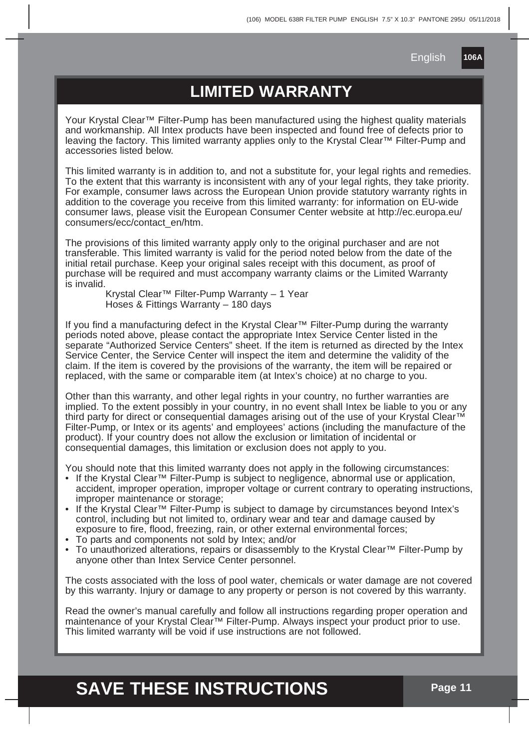# LIMITED WARRANTY

Your Krystal Clear™ Filter-Pump has been manufactured using the highest quality materials and workmanship. All Intex products have been inspected and found free of defects prior to leaving the factory. This limited warranty applies only to the Krystal Clear™ Filter-Pump and accessories listed below.

This limited warranty is in addition to, and not a substitute for, your legal rights and remedies. To the extent that this warranty is inconsistent with any of your legal rights, they take priority. For example, consumer laws across the European Union provide statutory warranty rights in addition to the coverage you receive from this limited warranty: for information on EU-wide consumer laws, please visit the European Consumer Center website at http://ec.europa.eu/consumers/ecc/contact_en/htm.

The provisions of this limited warranty apply only to the original purchaser and are not transferable. This limited warranty is valid for the period noted below from the date of the initial retail purchase. Keep your original sales receipt with this document, as proof of purchase will be required and must accompany warranty claims or the Limited Warranty is invalid.

Krystal Clear™ Filter-Pump Warranty – 1 Year
Hoses & Fittings Warranty – 180 days

If you find a manufacturing defect in the Krystal Clear™ Filter-Pump during the warranty periods noted above, please contact the appropriate Intex Service Center listed in the separate "Authorized Service Centers" sheet. If the item is returned as directed by the Intex Service Center, the Service Center will inspect the item and determine the validity of the claim. If the item is covered by the provisions of the warranty, the item will be repaired or replaced, with the same or comparable item (at Intex's choice) at no charge to you.

Other than this warranty, and other legal rights in your country, no further warranties are implied. To the extent possibly in your country, in no event shall Intex be liable to you or any third party for direct or consequential damages arising out of the use of your Krystal Clear™ Filter-Pump, or Intex or its agents' and employees' actions (including the manufacture of the product). If your country does not allow the exclusion or limitation of incidental or consequential damages, this limitation or exclusion does not apply to you.

You should note that this limited warranty does not apply in the following circumstances:

- If the Krystal Clear™ Filter-Pump is subject to negligence, abnormal use or application, accident, improper operation, improper voltage or current contrary to operating instructions, improper maintenance or storage;
- If the Krystal Clear™ Filter-Pump is subject to damage by circumstances beyond Intex's control, including but not limited to, ordinary wear and tear and damage caused by exposure to fire, flood, freezing, rain, or other external environmental forces;
- To parts and components not sold by Intex; and/or
- To unauthorized alterations, repairs or disassembly to the Krystal Clear™ Filter-Pump by anyone other than Intex Service Center personnel.

The costs associated with the loss of pool water, chemicals or water damage are not covered by this warranty. Injury or damage to any property or person is not covered by this warranty.

Read the owner's manual carefully and follow all instructions regarding proper operation and maintenance of your Krystal Clear™ Filter-Pump. Always inspect your product prior to use. This limited warranty will be void if use instructions are not followed.

**SAVE THESE INSTRUCTIONS**